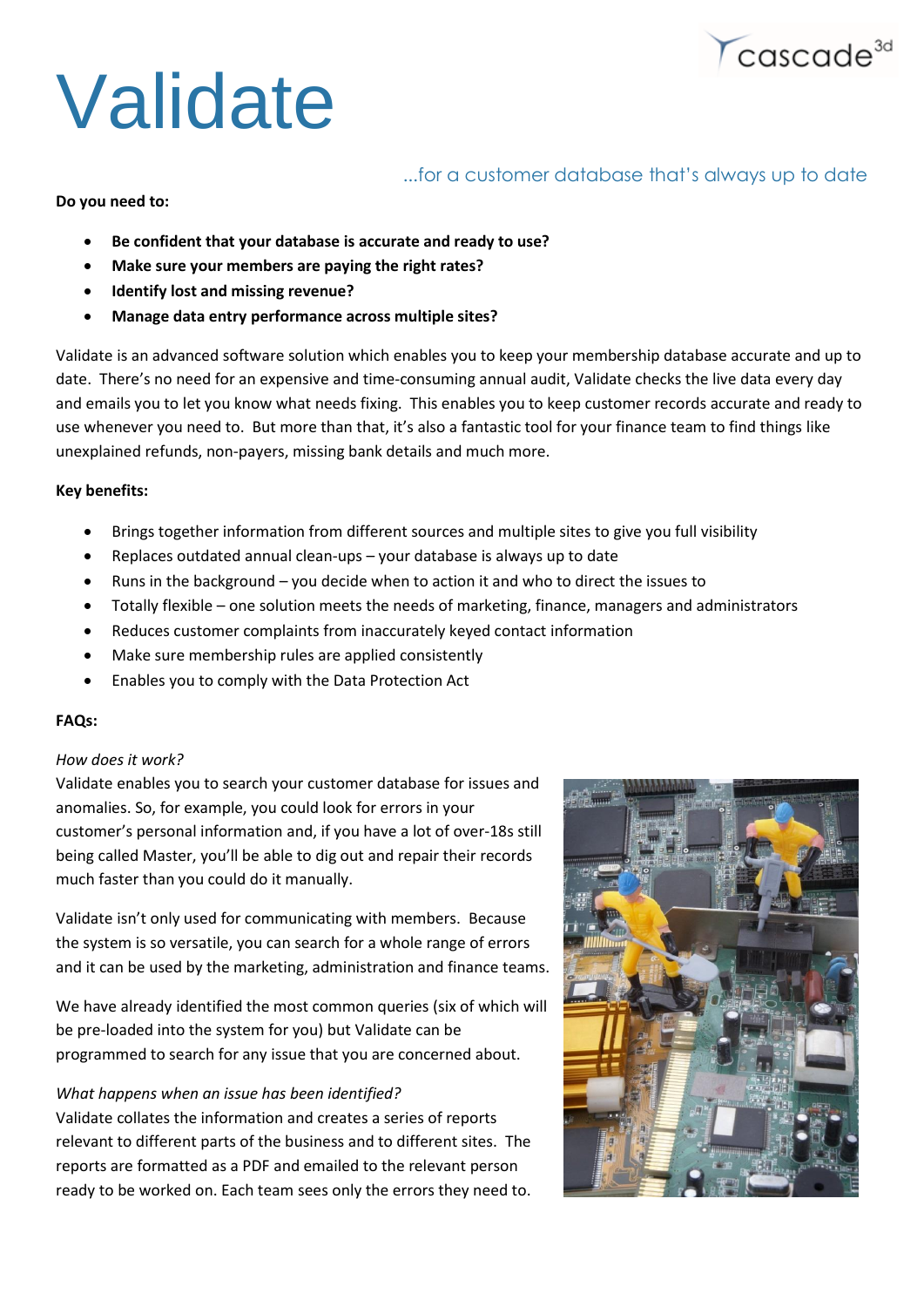# Validate

...for a customer database that's always up to date

**Do you need to:**

- **Be confident that your database is accurate and ready to use?**
- **Make sure your members are paying the right rates?**
- **Identify lost and missing revenue?**
- **Manage data entry performance across multiple sites?**

Validate is an advanced software solution which enables you to keep your membership database accurate and up to date. There's no need for an expensive and time-consuming annual audit, Validate checks the live data every day and emails you to let you know what needs fixing. This enables you to keep customer records accurate and ready to use whenever you need to. But more than that, it's also a fantastic tool for your finance team to find things like unexplained refunds, non-payers, missing bank details and much more.

**Key benefits:**

- Brings together information from different sources and multiple sites to give you full visibility
- Replaces outdated annual clean-ups – your database is always up to date
- Runs in the background – you decide when to action it and who to direct the issues to
- Totally flexible – one solution meets the needs of marketing, finance, managers and administrators
- Reduces customer complaints from inaccurately keyed contact information
- Make sure membership rules are applied consistently
- Enables you to comply with the Data Protection Act

**FAQs:**

*How does it work?*

Validate enables you to search your customer database for issues and anomalies. So, for example, you could look for errors in your customer's personal information and, if you have a lot of over-18s still being called Master, you'll be able to dig out and repair their records much faster than you could do it manually.

Validate isn't only used for communicating with members. Because the system is so versatile, you can search for a whole range of errors and it can be used by the marketing, administration and finance teams.

We have already identified the most common queries (six of which will be pre-loaded into the system for you) but Validate can be programmed to search for any issue that you are concerned about.

*What happens when an issue has been identified?*

Validate collates the information and creates a series of reports relevant to different parts of the business and to different sites. The reports are formatted as a PDF and emailed to the relevant person ready to be worked on. Each team sees only the errors they need to.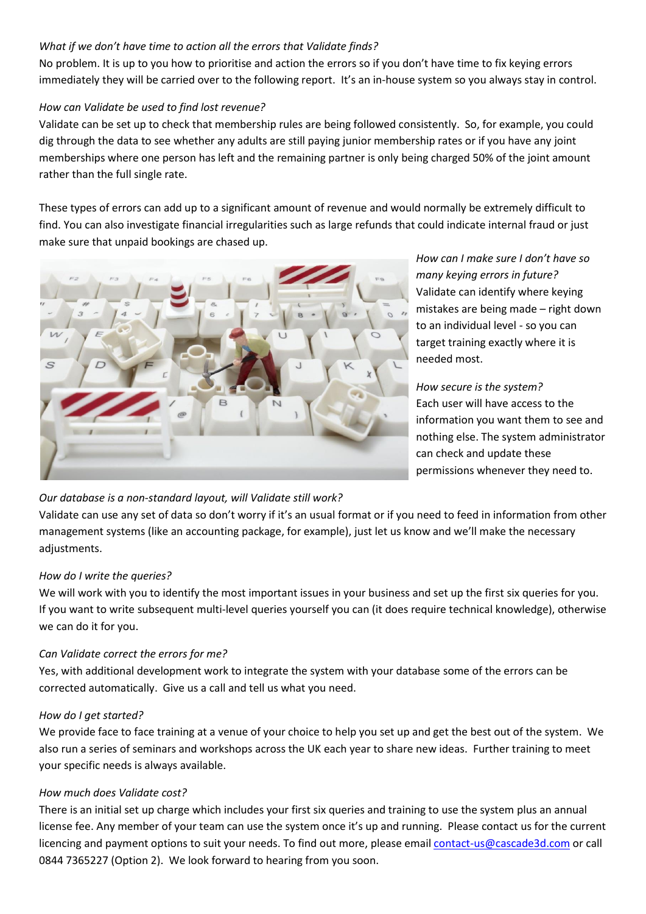*What if we don't have time to action all the errors that Validate finds?*

No problem. It is up to you how to prioritise and action the errors so if you don't have time to fix keying errors immediately they will be carried over to the following report. It's an in-house system so you always stay in control.

*How can Validate be used to find lost revenue?*

Validate can be set up to check that membership rules are being followed consistently. So, for example, you could dig through the data to see whether any adults are still paying junior membership rates or if you have any joint memberships where one person has left and the remaining partner is only being charged 50% of the joint amount rather than the full single rate.

These types of errors can add up to a significant amount of revenue and would normally be extremely difficult to find. You can also investigate financial irregularities such as large refunds that could indicate internal fraud or just make sure that unpaid bookings are chased up.

*How can I make sure I don't have so many keying errors in future?*

Validate can identify where keying mistakes are being made – right down to an individual level - so you can target training exactly where it is needed most.

*How secure is the system?*

Each user will have access to the information you want them to see and nothing else. The system administrator can check and update these permissions whenever they need to.

*Our database is a non-standard layout, will Validate still work?*

Validate can use any set of data so don't worry if it's an usual format or if you need to feed in information from other management systems (like an accounting package, for example), just let us know and we'll make the necessary adjustments.

*How do I write the queries?*

We will work with you to identify the most important issues in your business and set up the first six queries for you. If you want to write subsequent multi-level queries yourself you can (it does require technical knowledge), otherwise we can do it for you.

*Can Validate correct the errors for me?*

Yes, with additional development work to integrate the system with your database some of the errors can be corrected automatically. Give us a call and tell us what you need.

*How do I get started?*

We provide face to face training at a venue of your choice to help you set up and get the best out of the system. We also run a series of seminars and workshops across the UK each year to share new ideas. Further training to meet your specific needs is always available.

*How much does Validate cost?*

There is an initial set up charge which includes your first six queries and training to use the system plus an annual license fee. Any member of your team can use the system once it's up and running. Please contact us for the current licencing and payment options to suit your needs. To find out more, please email contact-us@cascade3d.com or call 0844 7365227 (Option 2). We look forward to hearing from you soon.